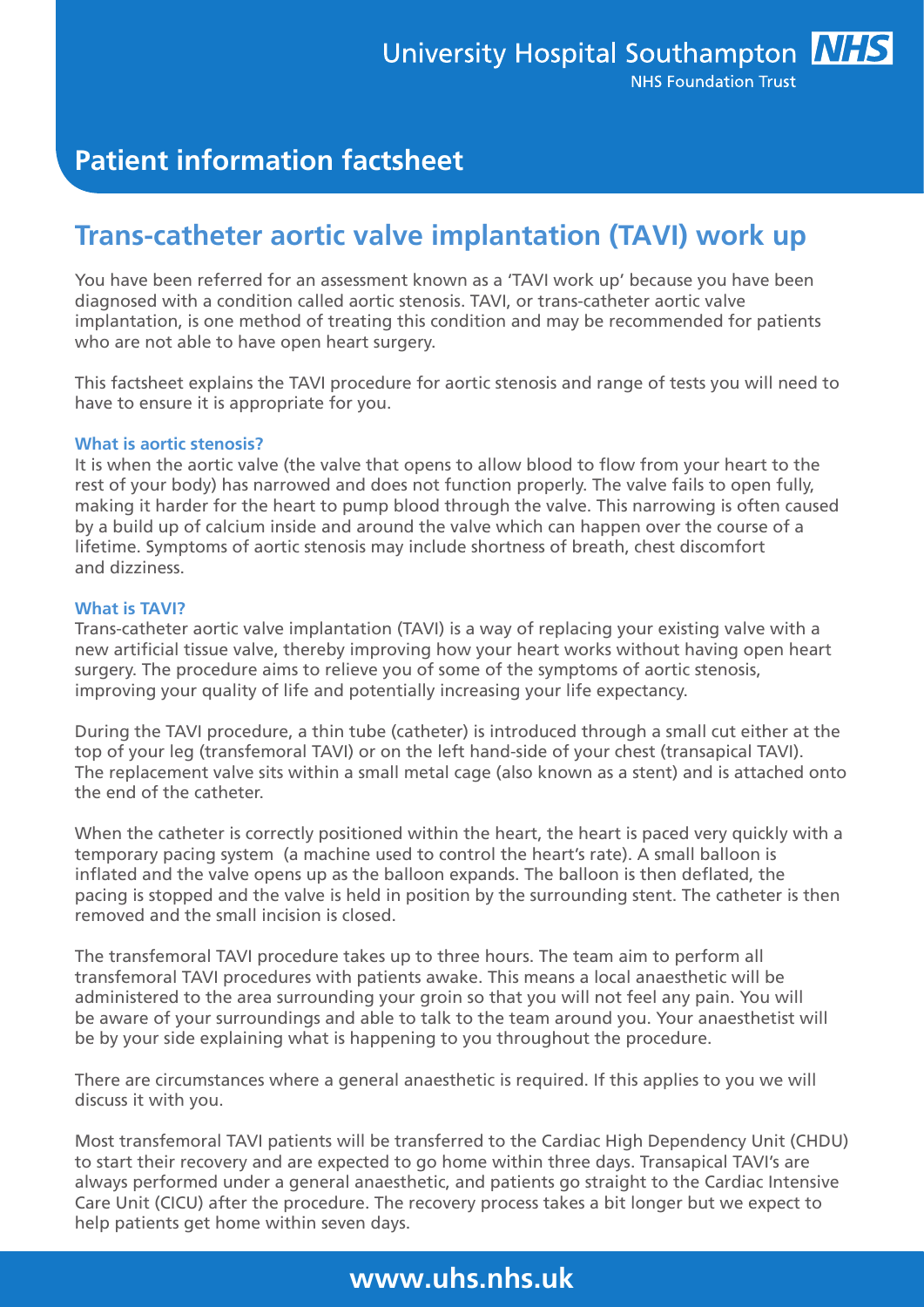# Trans-catheter aortic valve implantation (TAVI) work up

You have been referred for an assessment known as a 'TAVI work up' because you have been diagnosed with a condition called aortic stenosis. TAVI, or trans-catheter aortic valve implantation, is one method of treating this condition and may be recommended for patients who are not able to have open heart surgery.

This factsheet explains the TAVI procedure for aortic stenosis and range of tests you will need to have to ensure it is appropriate for you.

### What is aortic stenosis?

It is when the aortic valve (the valve that opens to allow blood to flow from your heart to the rest of your body) has narrowed and does not function properly. The valve fails to open fully, making it harder for the heart to pump blood through the valve. This narrowing is often caused by a build up of calcium inside and around the valve which can happen over the course of a lifetime. Symptoms of aortic stenosis may include shortness of breath, chest discomfort and dizziness.

### What is TAVI?

Trans-catheter aortic valve implantation (TAVI) is a way of replacing your existing valve with a new artificial tissue valve, thereby improving how your heart works without having open heart surgery. The procedure aims to relieve you of some of the symptoms of aortic stenosis, improving your quality of life and potentially increasing your life expectancy.

During the TAVI procedure, a thin tube (catheter) is introduced through a small cut either at the top of your leg (transfemoral TAVI) or on the left hand-side of your chest (transapical TAVI). The replacement valve sits within a small metal cage (also known as a stent) and is attached onto the end of the catheter.

When the catheter is correctly positioned within the heart, the heart is paced very quickly with a temporary pacing system (a machine used to control the heart's rate). A small balloon is inflated and the valve opens up as the balloon expands. The balloon is then deflated, the pacing is stopped and the valve is held in position by the surrounding stent. The catheter is then removed and the small incision is closed.

The transfemoral TAVI procedure takes up to three hours. The team aim to perform all transfemoral TAVI procedures with patients awake. This means a local anaesthetic will be administered to the area surrounding your groin so that you will not feel any pain. You will be aware of your surroundings and able to talk to the team around you. Your anaesthetist will be by your side explaining what is happening to you throughout the procedure.

There are circumstances where a general anaesthetic is required. If this applies to you we will discuss it with you.

Most transfemoral TAVI patients will be transferred to the Cardiac High Dependency Unit (CHDU) to start their recovery and are expected to go home within three days. Transapical TAVI's are always performed under a general anaesthetic, and patients go straight to the Cardiac Intensive Care Unit (CICU) after the procedure. The recovery process takes a bit longer but we expect to help patients get home within seven days.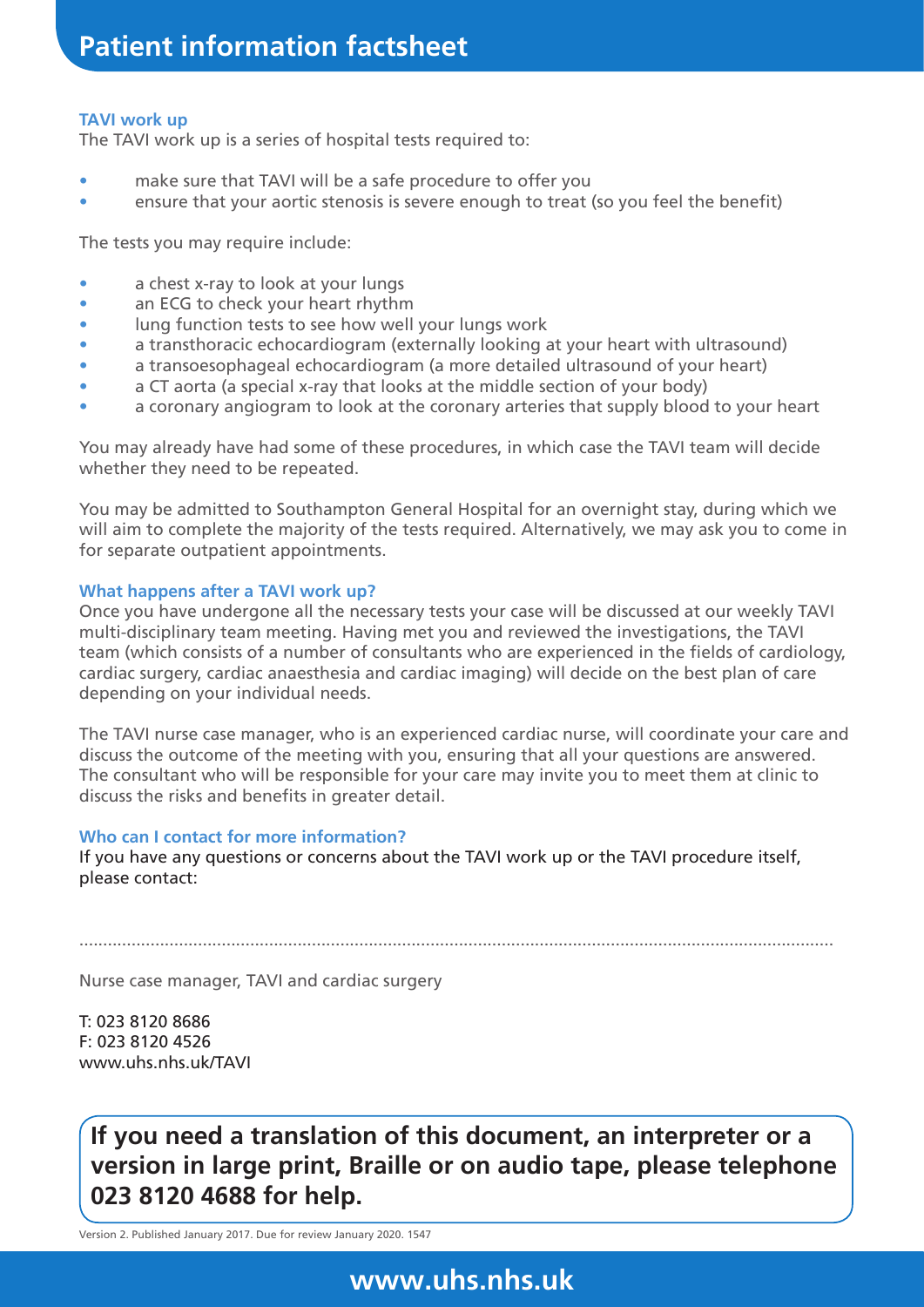## Patient information factsheet

### TAVI work up

The TAVI work up is a series of hospital tests required to:

- make sure that TAVI will be a safe procedure to offer you
- ensure that your aortic stenosis is severe enough to treat (so you feel the benefit)

The tests you may require include:

- a chest x-ray to look at your lungs
- an ECG to check your heart rhythm
- lung function tests to see how well your lungs work
- a transthoracic echocardiogram (externally looking at your heart with ultrasound)
- a transoesophageal echocardiogram (a more detailed ultrasound of your heart)
- a CT aorta (a special x-ray that looks at the middle section of your body)
- a coronary angiogram to look at the coronary arteries that supply blood to your heart

You may already have had some of these procedures, in which case the TAVI team will decide whether they need to be repeated.

You may be admitted to Southampton General Hospital for an overnight stay, during which we will aim to complete the majority of the tests required. Alternatively, we may ask you to come in for separate outpatient appointments.

### What happens after a TAVI work up?

Once you have undergone all the necessary tests your case will be discussed at our weekly TAVI multi-disciplinary team meeting. Having met you and reviewed the investigations, the TAVI team (which consists of a number of consultants who are experienced in the fields of cardiology, cardiac surgery, cardiac anaesthesia and cardiac imaging) will decide on the best plan of care depending on your individual needs.

The TAVI nurse case manager, who is an experienced cardiac nurse, will coordinate your care and discuss the outcome of the meeting with you, ensuring that all your questions are answered. The consultant who will be responsible for your care may invite you to meet them at clinic to discuss the risks and benefits in greater detail.

### Who can I contact for more information?

If you have any questions or concerns about the TAVI work up or the TAVI procedure itself, please contact:

..............................................................................................................................................

Nurse case manager, TAVI and cardiac surgery

T: 023 8120 8686
F: 023 8120 4526
www.uhs.nhs.uk/TAVI

**If you need a translation of this document, an interpreter or a version in large print, Braille or on audio tape, please telephone 023 8120 4688 for help.**

Version 2. Published January 2017. Due for review January 2020. 1547

**www.uhs.nhs.uk**